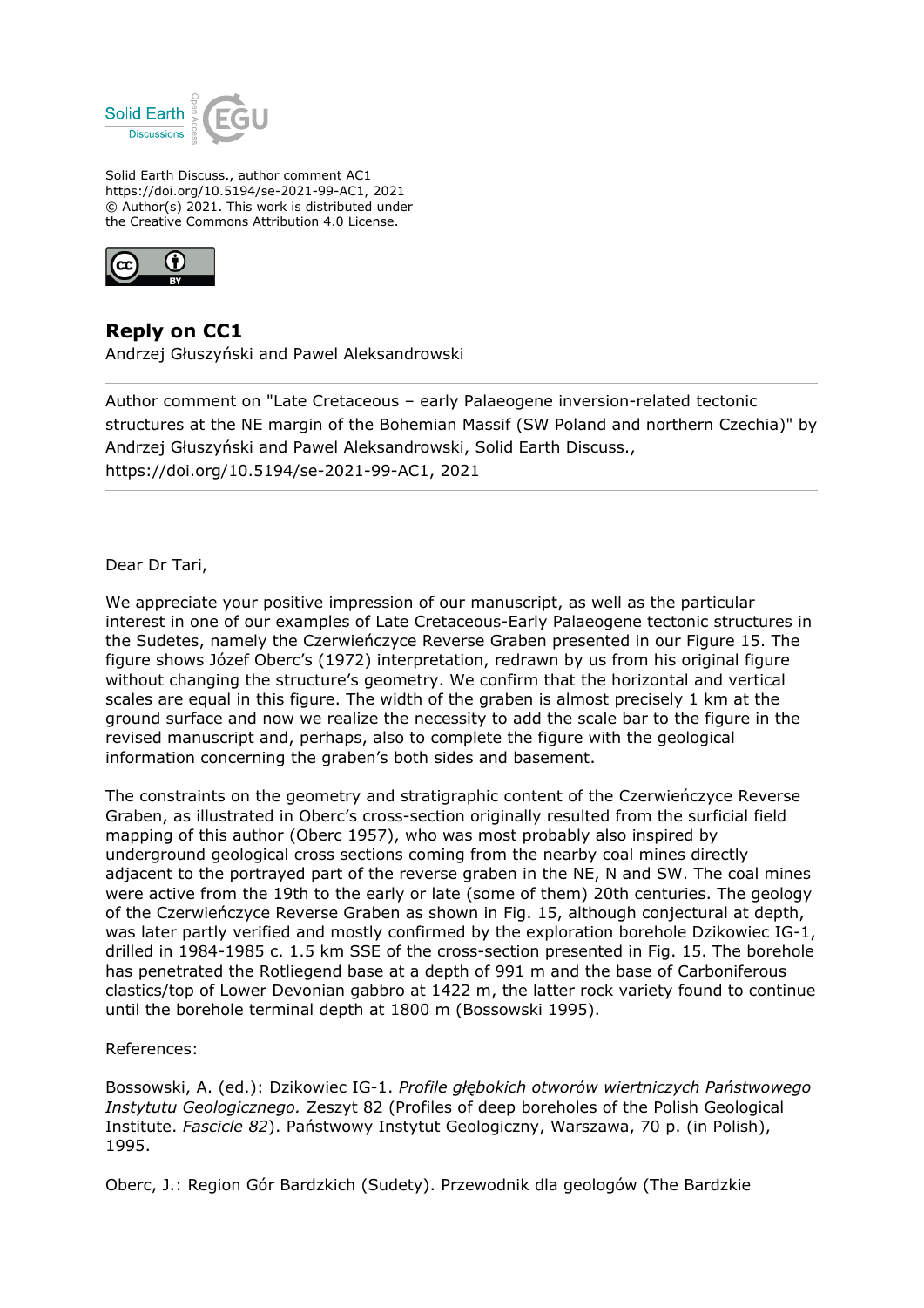Solid Earth Discuss., author comment AC1
https://doi.org/10.5194/se-2021-99-AC1, 2021
© Author(s) 2021. This work is distributed under
the Creative Commons Attribution 4.0 License.

## Reply on CC1

Andrzej Głuszyński and Pawel Aleksandrowski

---

Author comment on "Late Cretaceous – early Palaeogene inversion-related tectonic structures at the NE margin of the Bohemian Massif (SW Poland and northern Czechia)" by Andrzej Głuszyński and Pawel Aleksandrowski, Solid Earth Discuss., https://doi.org/10.5194/se-2021-99-AC1, 2021

---

Dear Dr Tari,

We appreciate your positive impression of our manuscript, as well as the particular interest in one of our examples of Late Cretaceous-Early Palaeogene tectonic structures in the Sudetes, namely the Czerwieńczyce Reverse Graben presented in our Figure 15. The figure shows Józef Oberc's (1972) interpretation, redrawn by us from his original figure without changing the structure's geometry. We confirm that the horizontal and vertical scales are equal in this figure. The width of the graben is almost precisely 1 km at the ground surface and now we realize the necessity to add the scale bar to the figure in the revised manuscript and, perhaps, also to complete the figure with the geological information concerning the graben's both sides and basement.

The constraints on the geometry and stratigraphic content of the Czerwieńczyce Reverse Graben, as illustrated in Oberc's cross-section originally resulted from the surficial field mapping of this author (Oberc 1957), who was most probably also inspired by underground geological cross sections coming from the nearby coal mines directly adjacent to the portrayed part of the reverse graben in the NE, N and SW. The coal mines were active from the 19th to the early or late (some of them) 20th centuries. The geology of the Czerwieńczyce Reverse Graben as shown in Fig. 15, although conjectural at depth, was later partly verified and mostly confirmed by the exploration borehole Dzikowiec IG-1, drilled in 1984-1985 c. 1.5 km SSE of the cross-section presented in Fig. 15. The borehole has penetrated the Rotliegend base at a depth of 991 m and the base of Carboniferous clastics/top of Lower Devonian gabbro at 1422 m, the latter rock variety found to continue until the borehole terminal depth at 1800 m (Bossowski 1995).

References:

Bossowski, A. (ed.): Dzikowiec IG-1. *Profile głębokich otworów wiertniczych Państwowego Instytutu Geologicznego.* Zeszyt 82 (Profiles of deep boreholes of the Polish Geological Institute. *Fascicle 82*). Państwowy Instytut Geologiczny, Warszawa, 70 p. (in Polish), 1995.

Oberc, J.: Region Gór Bardzkich (Sudety). Przewodnik dla geologów (The Bardzkie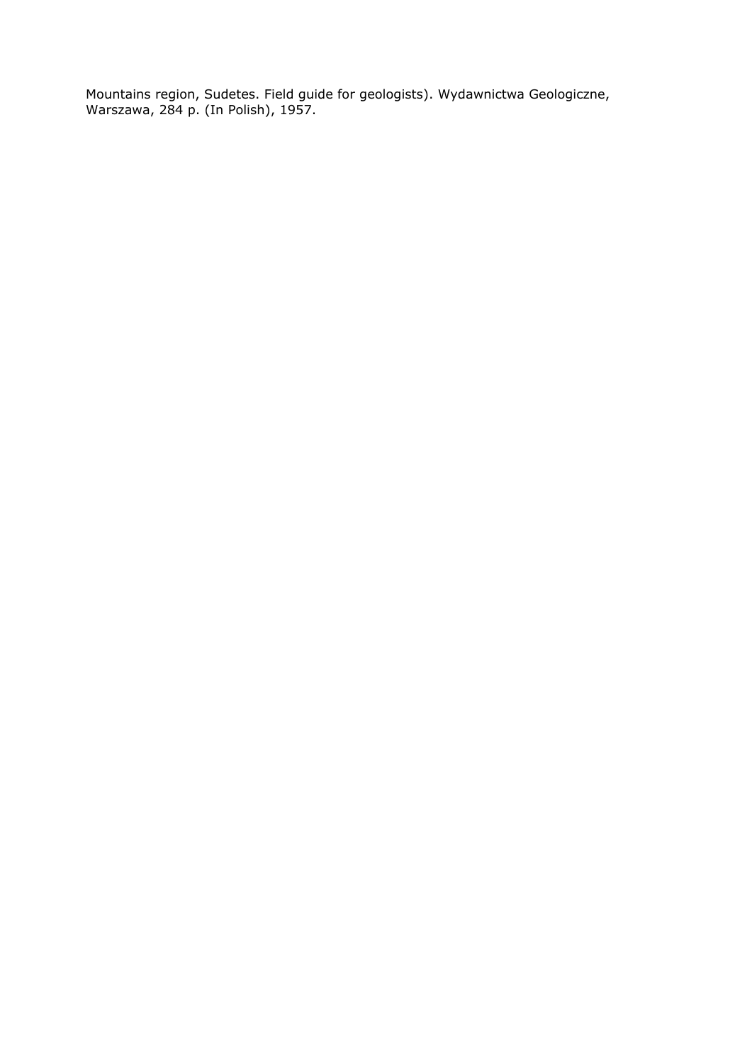Mountains region, Sudetes. Field guide for geologists). Wydawnictwa Geologiczne, Warszawa, 284 p. (In Polish), 1957.